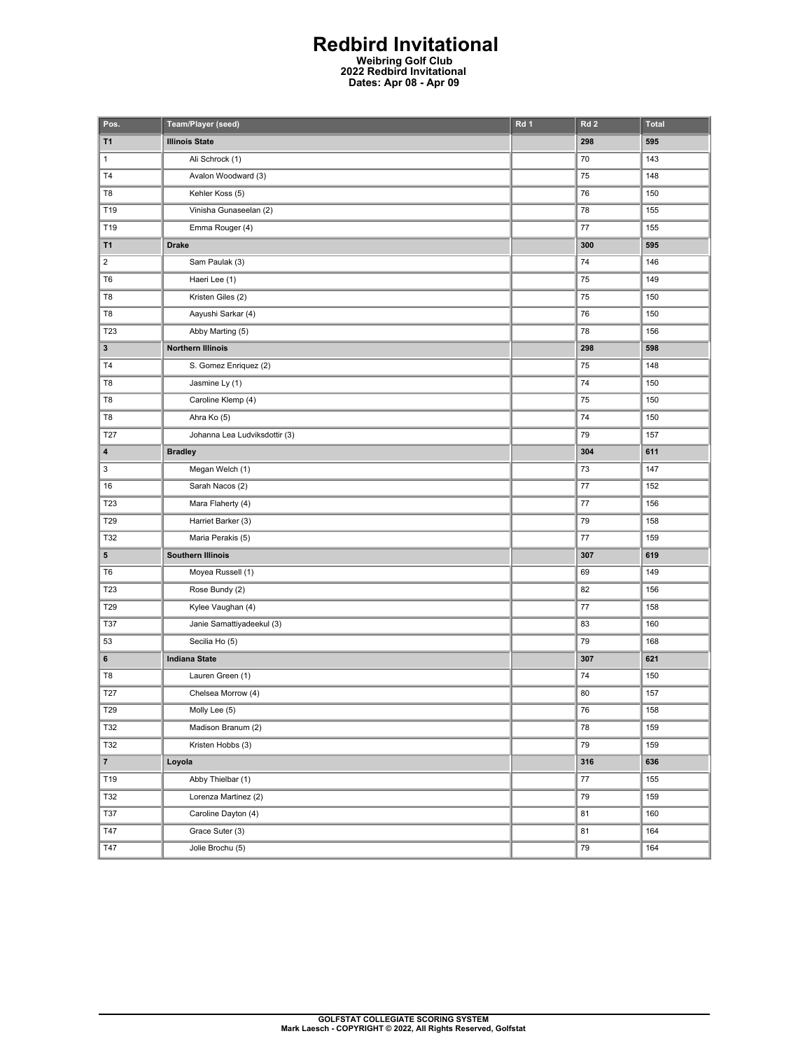# Redbird Invitational

**Weibring Golf Club**
**2022 Redbird Invitational**
**Dates: Apr 08 - Apr 09**

| Pos. | Team/Player (seed) | Rd 1 | Rd 2 | Total |
|---|---|---|---|---|
| **T1** | **Illinois State** | | **298** | **595** |
| 1 | Ali Schrock (1) | | 70 | 143 |
| T4 | Avalon Woodward (3) | | 75 | 148 |
| T8 | Kehler Koss (5) | | 76 | 150 |
| T19 | Vinisha Gunaseelan (2) | | 78 | 155 |
| T19 | Emma Rouger (4) | | 77 | 155 |
| **T1** | **Drake** | | **300** | **595** |
| 2 | Sam Paulak (3) | | 74 | 146 |
| T6 | Haeri Lee (1) | | 75 | 149 |
| T8 | Kristen Giles (2) | | 75 | 150 |
| T8 | Aayushi Sarkar (4) | | 76 | 150 |
| T23 | Abby Marting (5) | | 78 | 156 |
| **3** | **Northern Illinois** | | **298** | **598** |
| T4 | S. Gomez Enriquez (2) | | 75 | 148 |
| T8 | Jasmine Ly (1) | | 74 | 150 |
| T8 | Caroline Klemp (4) | | 75 | 150 |
| T8 | Ahra Ko (5) | | 74 | 150 |
| T27 | Johanna Lea Ludviksdottir (3) | | 79 | 157 |
| **4** | **Bradley** | | **304** | **611** |
| 3 | Megan Welch (1) | | 73 | 147 |
| 16 | Sarah Nacos (2) | | 77 | 152 |
| T23 | Mara Flaherty (4) | | 77 | 156 |
| T29 | Harriet Barker (3) | | 79 | 158 |
| T32 | Maria Perakis (5) | | 77 | 159 |
| **5** | **Southern Illinois** | | **307** | **619** |
| T6 | Moyea Russell (1) | | 69 | 149 |
| T23 | Rose Bundy (2) | | 82 | 156 |
| T29 | Kylee Vaughan (4) | | 77 | 158 |
| T37 | Janie Samattiyadeekul (3) | | 83 | 160 |
| 53 | Secilia Ho (5) | | 79 | 168 |
| **6** | **Indiana State** | | **307** | **621** |
| T8 | Lauren Green (1) | | 74 | 150 |
| T27 | Chelsea Morrow (4) | | 80 | 157 |
| T29 | Molly Lee (5) | | 76 | 158 |
| T32 | Madison Branum (2) | | 78 | 159 |
| T32 | Kristen Hobbs (3) | | 79 | 159 |
| **7** | **Loyola** | | **316** | **636** |
| T19 | Abby Thielbar (1) | | 77 | 155 |
| T32 | Lorenza Martinez (2) | | 79 | 159 |
| T37 | Caroline Dayton (4) | | 81 | 160 |
| T47 | Grace Suter (3) | | 81 | 164 |
| T47 | Jolie Brochu (5) | | 79 | 164 |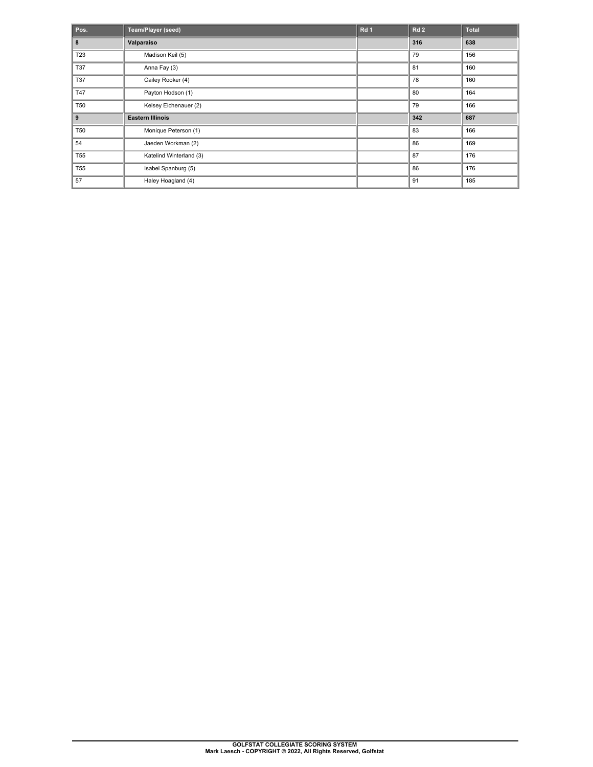| Pos. | Team/Player (seed) | Rd 1 | Rd 2 | Total |
| --- | --- | --- | --- | --- |
| **8** | **Valparaiso** | | **316** | **638** |
| T23 | Madison Keil (5) | | 79 | 156 |
| T37 | Anna Fay (3) | | 81 | 160 |
| T37 | Cailey Rooker (4) | | 78 | 160 |
| T47 | Payton Hodson (1) | | 80 | 164 |
| T50 | Kelsey Eichenauer (2) | | 79 | 166 |
| **9** | **Eastern Illinois** | | **342** | **687** |
| T50 | Monique Peterson (1) | | 83 | 166 |
| 54 | Jaeden Workman (2) | | 86 | 169 |
| T55 | Katelind Winterland (3) | | 87 | 176 |
| T55 | Isabel Spanburg (5) | | 86 | 176 |
| 57 | Haley Hoagland (4) | | 91 | 185 |

**GOLFSTAT COLLEGIATE SCORING SYSTEM**
**Mark Laesch - COPYRIGHT © 2022, All Rights Reserved, Golfstat**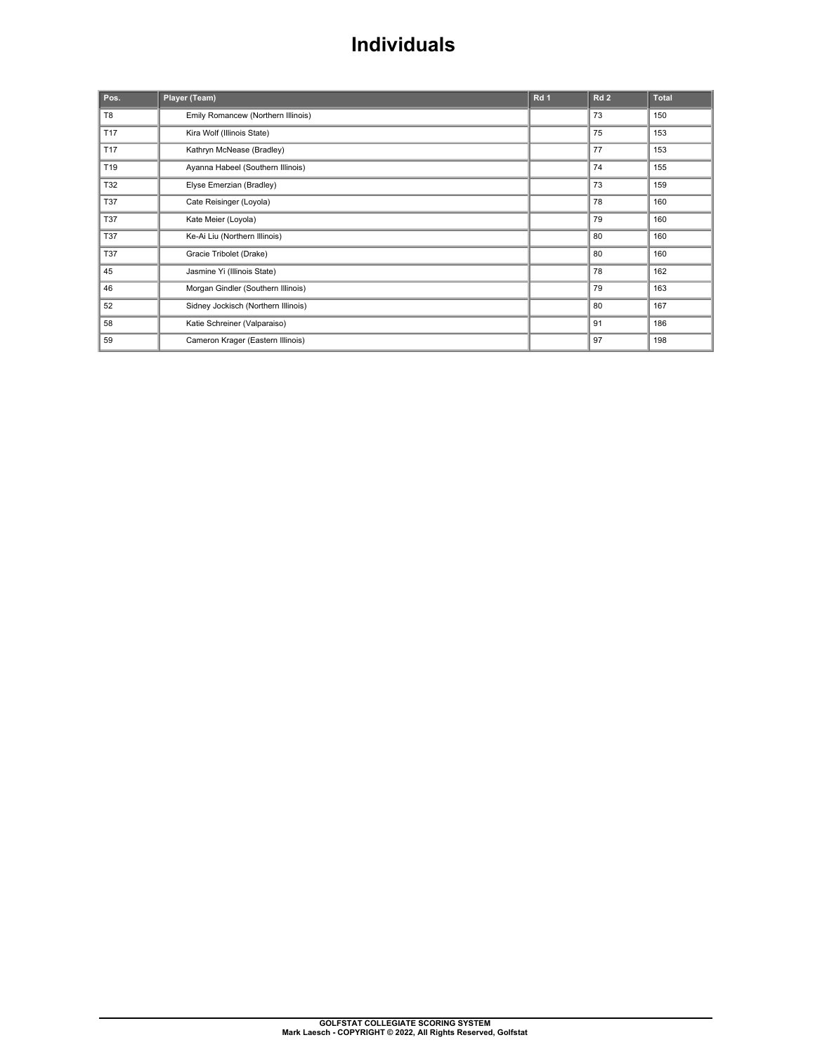# Individuals

| Pos. | Player (Team) | Rd 1 | Rd 2 | Total |
|---|---|---|---|---|
| T8 | Emily Romancew (Northern Illinois) | | 73 | 150 |
| T17 | Kira Wolf (Illinois State) | | 75 | 153 |
| T17 | Kathryn McNease (Bradley) | | 77 | 153 |
| T19 | Ayanna Habeel (Southern Illinois) | | 74 | 155 |
| T32 | Elyse Emerzian (Bradley) | | 73 | 159 |
| T37 | Cate Reisinger (Loyola) | | 78 | 160 |
| T37 | Kate Meier (Loyola) | | 79 | 160 |
| T37 | Ke-Ai Liu (Northern Illinois) | | 80 | 160 |
| T37 | Gracie Tribolet (Drake) | | 80 | 160 |
| 45 | Jasmine Yi (Illinois State) | | 78 | 162 |
| 46 | Morgan Gindler (Southern Illinois) | | 79 | 163 |
| 52 | Sidney Jockisch (Northern Illinois) | | 80 | 167 |
| 58 | Katie Schreiner (Valparaiso) | | 91 | 186 |
| 59 | Cameron Krager (Eastern Illinois) | | 97 | 198 |

GOLFSTAT COLLEGIATE SCORING SYSTEM
Mark Laesch - COPYRIGHT © 2022, All Rights Reserved, Golfstat